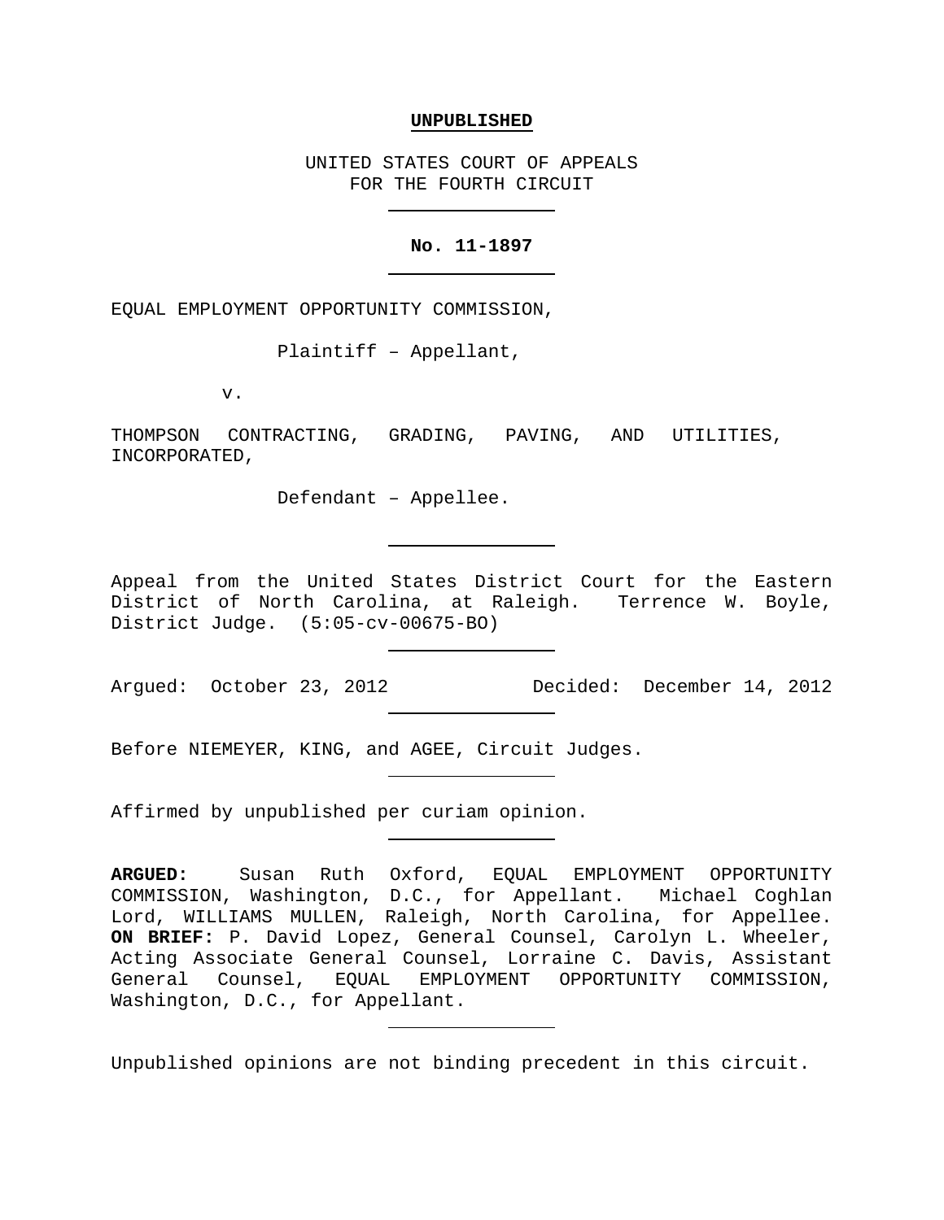**UNPUBLISHED**

UNITED STATES COURT OF APPEALS
FOR THE FOURTH CIRCUIT

---

**No. 11-1897**

---

EQUAL EMPLOYMENT OPPORTUNITY COMMISSION,

Plaintiff – Appellant,

v.

THOMPSON CONTRACTING, GRADING, PAVING, AND UTILITIES, INCORPORATED,

Defendant – Appellee.

---

Appeal from the United States District Court for the Eastern District of North Carolina, at Raleigh. Terrence W. Boyle, District Judge. (5:05-cv-00675-BO)

---

Argued: October 23, 2012 Decided: December 14, 2012

---

Before NIEMEYER, KING, and AGEE, Circuit Judges.

---

Affirmed by unpublished per curiam opinion.

---

**ARGUED:** Susan Ruth Oxford, EQUAL EMPLOYMENT OPPORTUNITY COMMISSION, Washington, D.C., for Appellant. Michael Coghlan Lord, WILLIAMS MULLEN, Raleigh, North Carolina, for Appellee. **ON BRIEF:** P. David Lopez, General Counsel, Carolyn L. Wheeler, Acting Associate General Counsel, Lorraine C. Davis, Assistant General Counsel, EQUAL EMPLOYMENT OPPORTUNITY COMMISSION, Washington, D.C., for Appellant.

---

Unpublished opinions are not binding precedent in this circuit.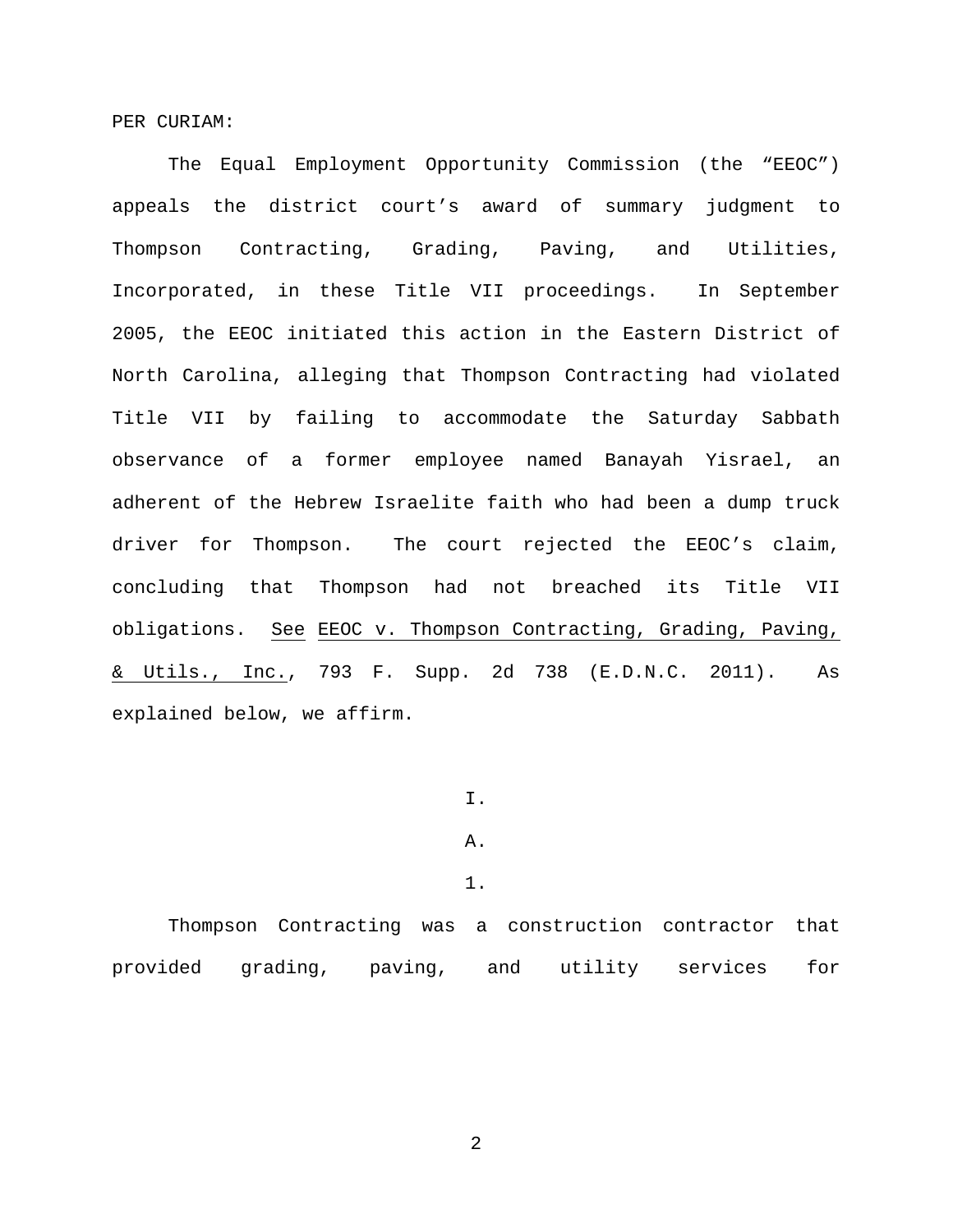PER CURIAM:

The Equal Employment Opportunity Commission (the "EEOC") appeals the district court's award of summary judgment to Thompson Contracting, Grading, Paving, and Utilities, Incorporated, in these Title VII proceedings. In September 2005, the EEOC initiated this action in the Eastern District of North Carolina, alleging that Thompson Contracting had violated Title VII by failing to accommodate the Saturday Sabbath observance of a former employee named Banayah Yisrael, an adherent of the Hebrew Israelite faith who had been a dump truck driver for Thompson. The court rejected the EEOC's claim, concluding that Thompson had not breached its Title VII obligations. See EEOC v. Thompson Contracting, Grading, Paving, & Utils., Inc., 793 F. Supp. 2d 738 (E.D.N.C. 2011). As explained below, we affirm.

I.

A.

1.

Thompson Contracting was a construction contractor that provided grading, paving, and utility services for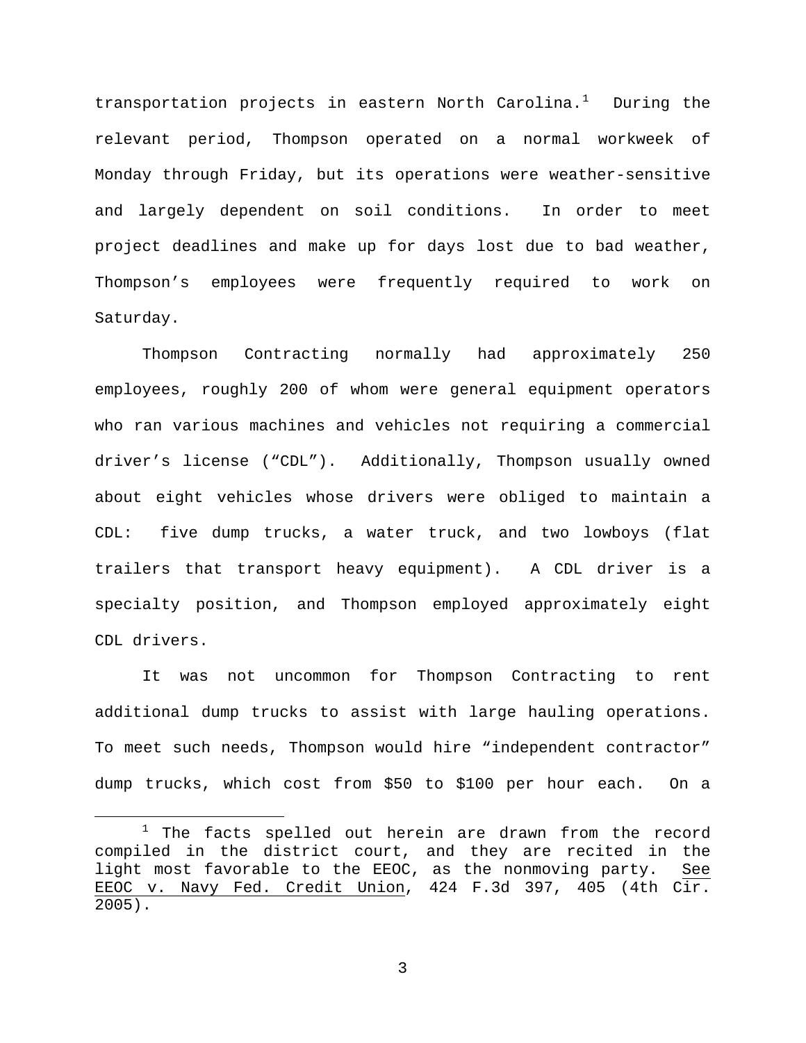transportation projects in eastern North Carolina.[1] During the relevant period, Thompson operated on a normal workweek of Monday through Friday, but its operations were weather-sensitive and largely dependent on soil conditions. In order to meet project deadlines and make up for days lost due to bad weather, Thompson's employees were frequently required to work on Saturday.

Thompson Contracting normally had approximately 250 employees, roughly 200 of whom were general equipment operators who ran various machines and vehicles not requiring a commercial driver's license ("CDL"). Additionally, Thompson usually owned about eight vehicles whose drivers were obliged to maintain a CDL: five dump trucks, a water truck, and two lowboys (flat trailers that transport heavy equipment). A CDL driver is a specialty position, and Thompson employed approximately eight CDL drivers.

It was not uncommon for Thompson Contracting to rent additional dump trucks to assist with large hauling operations. To meet such needs, Thompson would hire "independent contractor" dump trucks, which cost from $50 to $100 per hour each. On a

---

[1] The facts spelled out herein are drawn from the record compiled in the district court, and they are recited in the light most favorable to the EEOC, as the nonmoving party. See EEOC v. Navy Fed. Credit Union, 424 F.3d 397, 405 (4th Cir. 2005).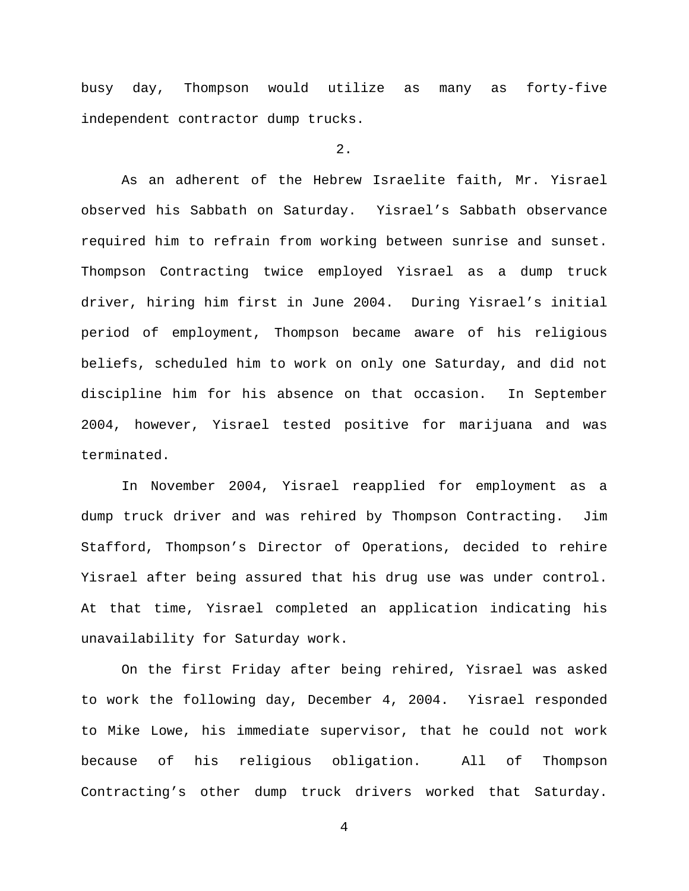busy day, Thompson would utilize as many as forty-five independent contractor dump trucks.

2.

As an adherent of the Hebrew Israelite faith, Mr. Yisrael observed his Sabbath on Saturday. Yisrael's Sabbath observance required him to refrain from working between sunrise and sunset. Thompson Contracting twice employed Yisrael as a dump truck driver, hiring him first in June 2004. During Yisrael's initial period of employment, Thompson became aware of his religious beliefs, scheduled him to work on only one Saturday, and did not discipline him for his absence on that occasion. In September 2004, however, Yisrael tested positive for marijuana and was terminated.

In November 2004, Yisrael reapplied for employment as a dump truck driver and was rehired by Thompson Contracting. Jim Stafford, Thompson's Director of Operations, decided to rehire Yisrael after being assured that his drug use was under control. At that time, Yisrael completed an application indicating his unavailability for Saturday work.

On the first Friday after being rehired, Yisrael was asked to work the following day, December 4, 2004. Yisrael responded to Mike Lowe, his immediate supervisor, that he could not work because of his religious obligation. All of Thompson Contracting's other dump truck drivers worked that Saturday.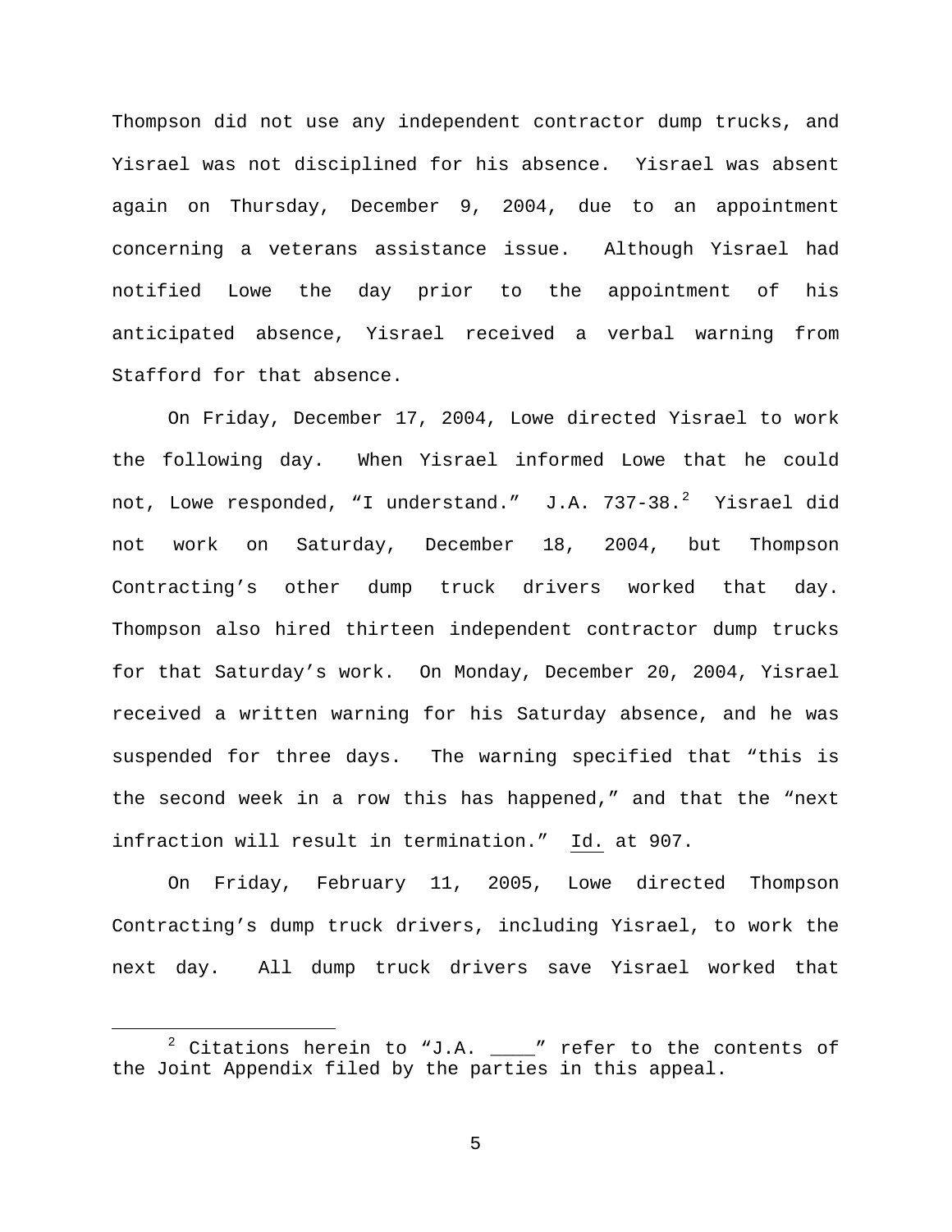Thompson did not use any independent contractor dump trucks, and Yisrael was not disciplined for his absence. Yisrael was absent again on Thursday, December 9, 2004, due to an appointment concerning a veterans assistance issue. Although Yisrael had notified Lowe the day prior to the appointment of his anticipated absence, Yisrael received a verbal warning from Stafford for that absence.

On Friday, December 17, 2004, Lowe directed Yisrael to work the following day. When Yisrael informed Lowe that he could not, Lowe responded, "I understand." J.A. 737-38.[2] Yisrael did not work on Saturday, December 18, 2004, but Thompson Contracting's other dump truck drivers worked that day. Thompson also hired thirteen independent contractor dump trucks for that Saturday's work. On Monday, December 20, 2004, Yisrael received a written warning for his Saturday absence, and he was suspended for three days. The warning specified that "this is the second week in a row this has happened," and that the "next infraction will result in termination." Id. at 907.

On Friday, February 11, 2005, Lowe directed Thompson Contracting's dump truck drivers, including Yisrael, to work the next day. All dump truck drivers save Yisrael worked that

[2] Citations herein to "J.A. ____" refer to the contents of the Joint Appendix filed by the parties in this appeal.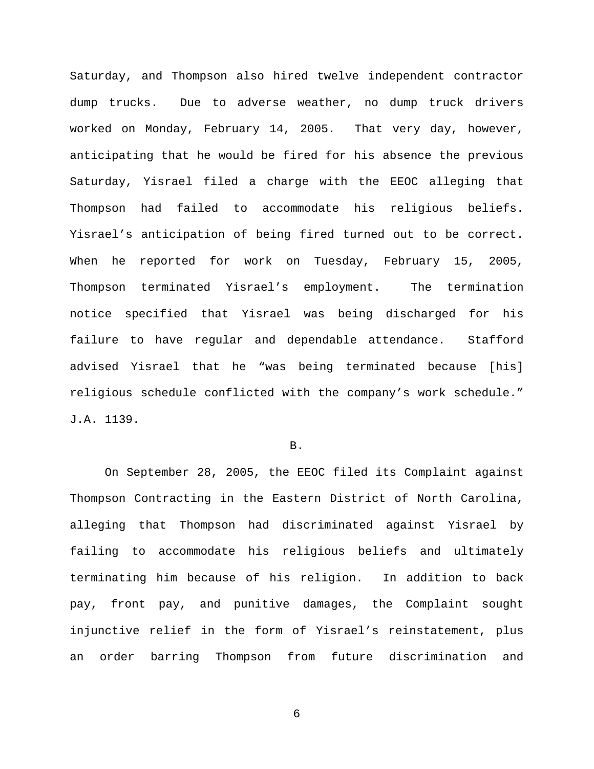Saturday, and Thompson also hired twelve independent contractor dump trucks. Due to adverse weather, no dump truck drivers worked on Monday, February 14, 2005. That very day, however, anticipating that he would be fired for his absence the previous Saturday, Yisrael filed a charge with the EEOC alleging that Thompson had failed to accommodate his religious beliefs. Yisrael's anticipation of being fired turned out to be correct. When he reported for work on Tuesday, February 15, 2005, Thompson terminated Yisrael's employment. The termination notice specified that Yisrael was being discharged for his failure to have regular and dependable attendance. Stafford advised Yisrael that he "was being terminated because [his] religious schedule conflicted with the company's work schedule." J.A. 1139.

B.

On September 28, 2005, the EEOC filed its Complaint against Thompson Contracting in the Eastern District of North Carolina, alleging that Thompson had discriminated against Yisrael by failing to accommodate his religious beliefs and ultimately terminating him because of his religion. In addition to back pay, front pay, and punitive damages, the Complaint sought injunctive relief in the form of Yisrael's reinstatement, plus an order barring Thompson from future discrimination and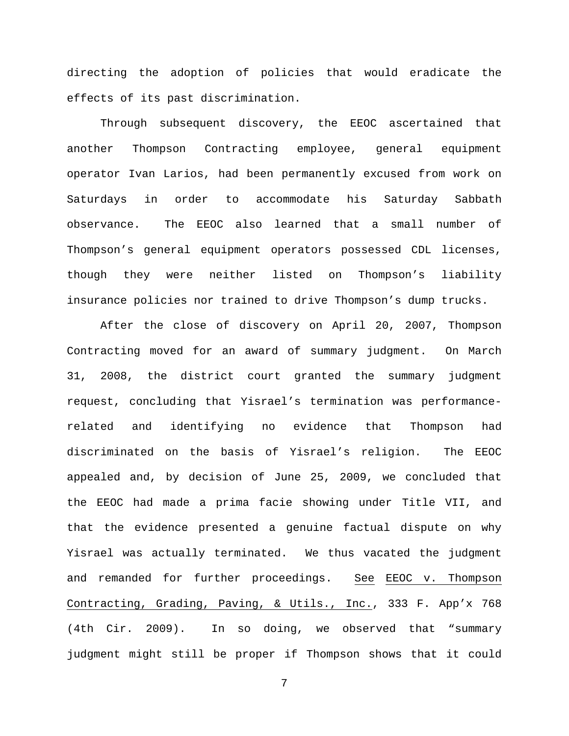directing the adoption of policies that would eradicate the effects of its past discrimination.

Through subsequent discovery, the EEOC ascertained that another Thompson Contracting employee, general equipment operator Ivan Larios, had been permanently excused from work on Saturdays in order to accommodate his Saturday Sabbath observance. The EEOC also learned that a small number of Thompson's general equipment operators possessed CDL licenses, though they were neither listed on Thompson's liability insurance policies nor trained to drive Thompson's dump trucks.

After the close of discovery on April 20, 2007, Thompson Contracting moved for an award of summary judgment. On March 31, 2008, the district court granted the summary judgment request, concluding that Yisrael's termination was performance-related and identifying no evidence that Thompson had discriminated on the basis of Yisrael's religion. The EEOC appealed and, by decision of June 25, 2009, we concluded that the EEOC had made a prima facie showing under Title VII, and that the evidence presented a genuine factual dispute on why Yisrael was actually terminated. We thus vacated the judgment and remanded for further proceedings. See EEOC v. Thompson Contracting, Grading, Paving, & Utils., Inc., 333 F. App'x 768 (4th Cir. 2009). In so doing, we observed that "summary judgment might still be proper if Thompson shows that it could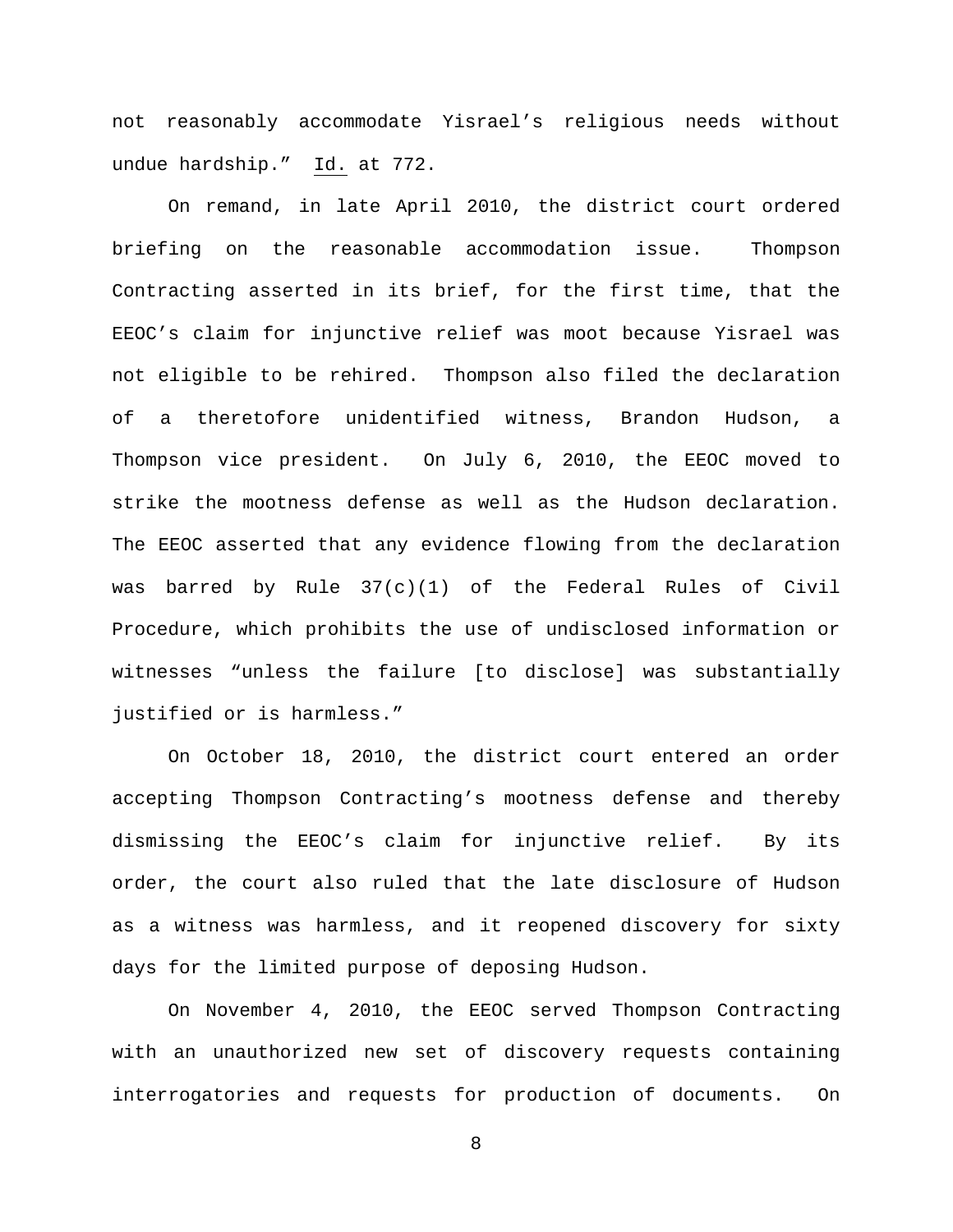not reasonably accommodate Yisrael's religious needs without undue hardship." Id. at 772.

On remand, in late April 2010, the district court ordered briefing on the reasonable accommodation issue. Thompson Contracting asserted in its brief, for the first time, that the EEOC's claim for injunctive relief was moot because Yisrael was not eligible to be rehired. Thompson also filed the declaration of a theretofore unidentified witness, Brandon Hudson, a Thompson vice president. On July 6, 2010, the EEOC moved to strike the mootness defense as well as the Hudson declaration. The EEOC asserted that any evidence flowing from the declaration was barred by Rule 37(c)(1) of the Federal Rules of Civil Procedure, which prohibits the use of undisclosed information or witnesses "unless the failure [to disclose] was substantially justified or is harmless."

On October 18, 2010, the district court entered an order accepting Thompson Contracting's mootness defense and thereby dismissing the EEOC's claim for injunctive relief. By its order, the court also ruled that the late disclosure of Hudson as a witness was harmless, and it reopened discovery for sixty days for the limited purpose of deposing Hudson.

On November 4, 2010, the EEOC served Thompson Contracting with an unauthorized new set of discovery requests containing interrogatories and requests for production of documents. On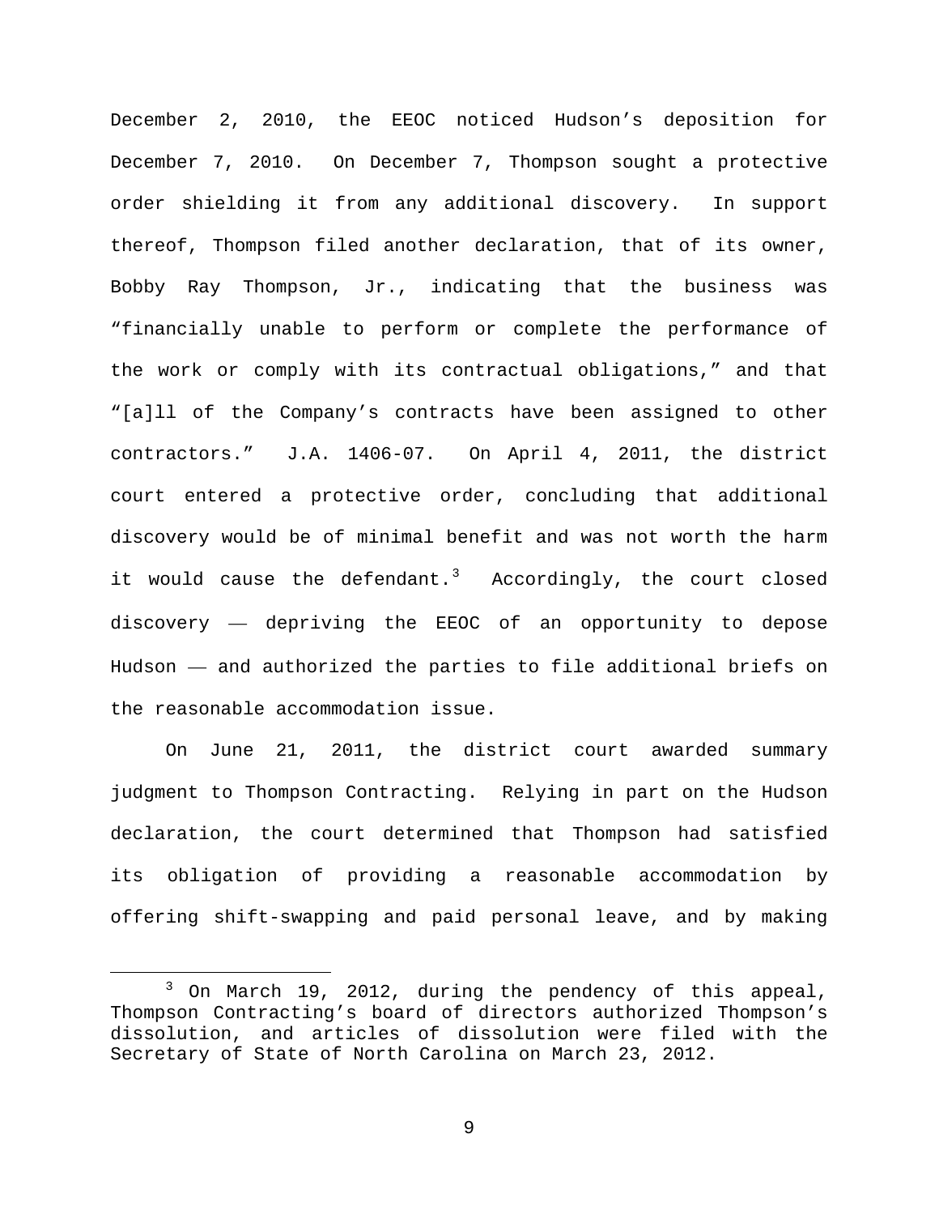December 2, 2010, the EEOC noticed Hudson's deposition for December 7, 2010. On December 7, Thompson sought a protective order shielding it from any additional discovery. In support thereof, Thompson filed another declaration, that of its owner, Bobby Ray Thompson, Jr., indicating that the business was "financially unable to perform or complete the performance of the work or comply with its contractual obligations," and that "[a]ll of the Company's contracts have been assigned to other contractors." J.A. 1406-07. On April 4, 2011, the district court entered a protective order, concluding that additional discovery would be of minimal benefit and was not worth the harm it would cause the defendant.[3] Accordingly, the court closed discovery —— depriving the EEOC of an opportunity to depose Hudson —— and authorized the parties to file additional briefs on the reasonable accommodation issue.

On June 21, 2011, the district court awarded summary judgment to Thompson Contracting. Relying in part on the Hudson declaration, the court determined that Thompson had satisfied its obligation of providing a reasonable accommodation by offering shift-swapping and paid personal leave, and by making

[3] On March 19, 2012, during the pendency of this appeal, Thompson Contracting's board of directors authorized Thompson's dissolution, and articles of dissolution were filed with the Secretary of State of North Carolina on March 23, 2012.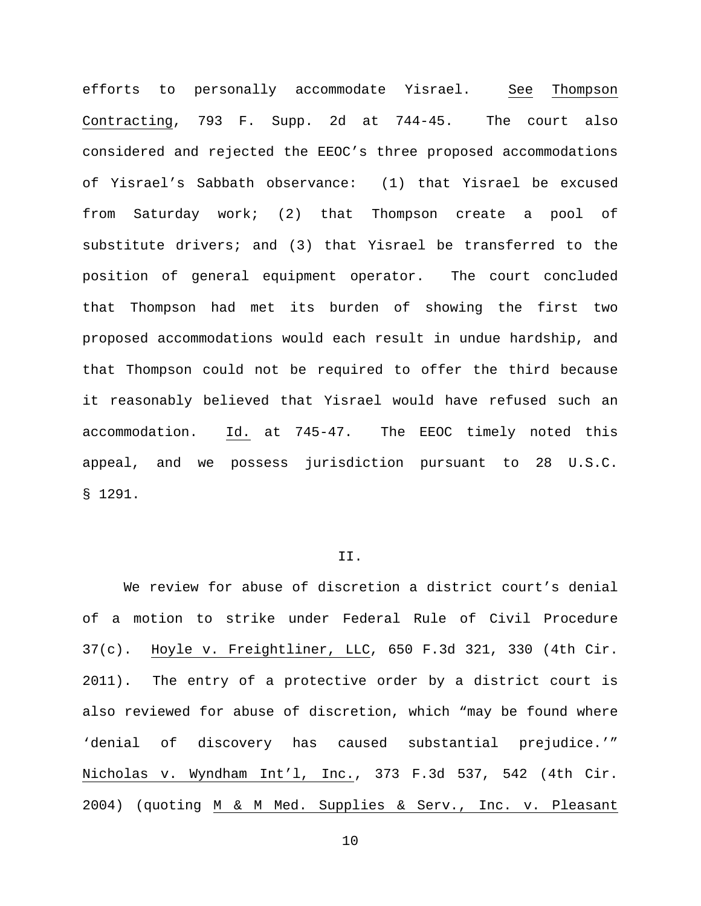efforts to personally accommodate Yisrael. See Thompson Contracting, 793 F. Supp. 2d at 744-45. The court also considered and rejected the EEOC's three proposed accommodations of Yisrael's Sabbath observance: (1) that Yisrael be excused from Saturday work; (2) that Thompson create a pool of substitute drivers; and (3) that Yisrael be transferred to the position of general equipment operator. The court concluded that Thompson had met its burden of showing the first two proposed accommodations would each result in undue hardship, and that Thompson could not be required to offer the third because it reasonably believed that Yisrael would have refused such an accommodation. Id. at 745-47. The EEOC timely noted this appeal, and we possess jurisdiction pursuant to 28 U.S.C. § 1291.

## II.

We review for abuse of discretion a district court's denial of a motion to strike under Federal Rule of Civil Procedure 37(c). Hoyle v. Freightliner, LLC, 650 F.3d 321, 330 (4th Cir. 2011). The entry of a protective order by a district court is also reviewed for abuse of discretion, which "may be found where 'denial of discovery has caused substantial prejudice.'" Nicholas v. Wyndham Int'l, Inc., 373 F.3d 537, 542 (4th Cir. 2004) (quoting M & M Med. Supplies & Serv., Inc. v. Pleasant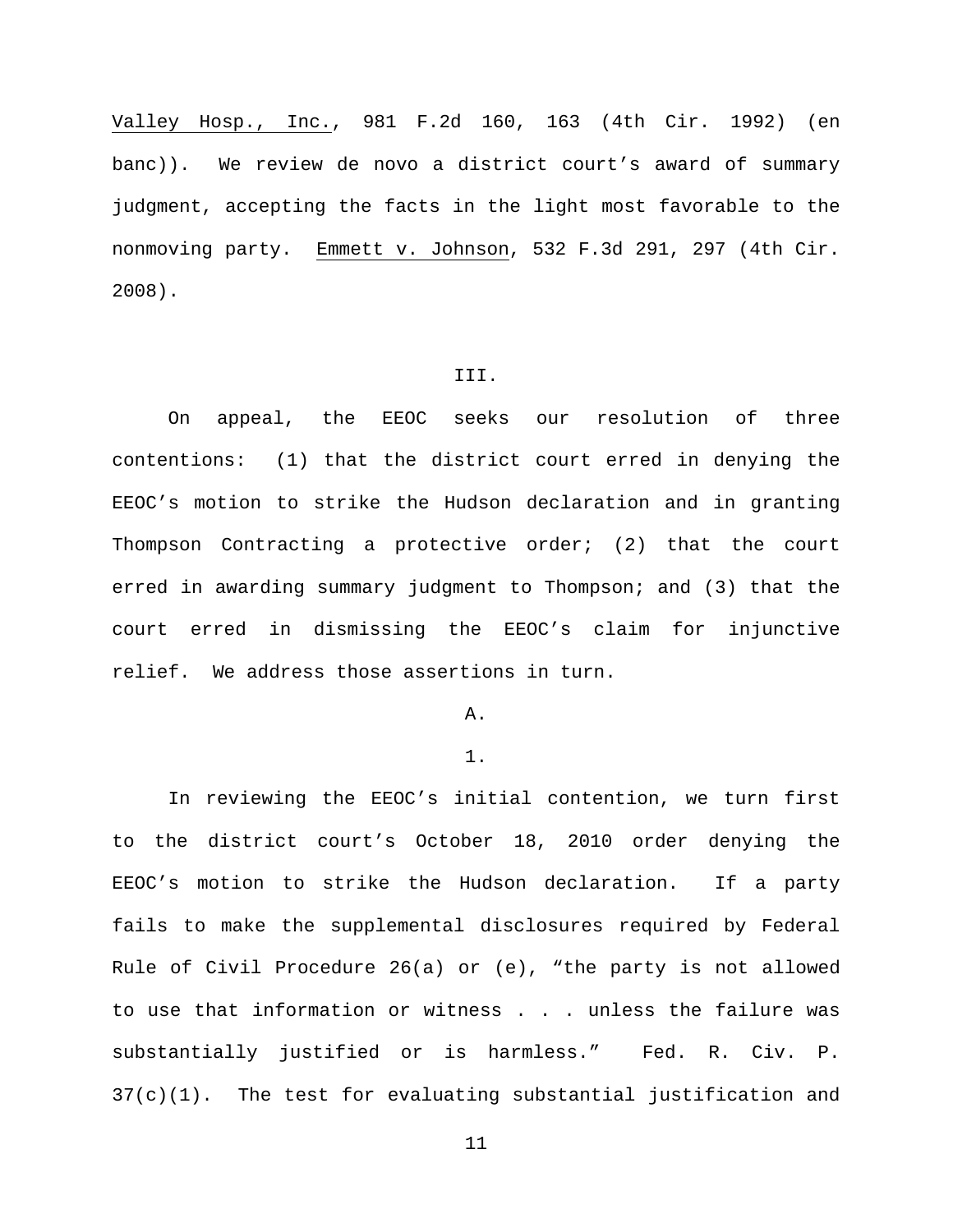Valley Hosp., Inc., 981 F.2d 160, 163 (4th Cir. 1992) (en banc)). We review de novo a district court's award of summary judgment, accepting the facts in the light most favorable to the nonmoving party. Emmett v. Johnson, 532 F.3d 291, 297 (4th Cir. 2008).

## III.

On appeal, the EEOC seeks our resolution of three contentions: (1) that the district court erred in denying the EEOC's motion to strike the Hudson declaration and in granting Thompson Contracting a protective order; (2) that the court erred in awarding summary judgment to Thompson; and (3) that the court erred in dismissing the EEOC's claim for injunctive relief. We address those assertions in turn.

### A.

#### 1.

In reviewing the EEOC's initial contention, we turn first to the district court's October 18, 2010 order denying the EEOC's motion to strike the Hudson declaration. If a party fails to make the supplemental disclosures required by Federal Rule of Civil Procedure 26(a) or (e), "the party is not allowed to use that information or witness . . . unless the failure was substantially justified or is harmless." Fed. R. Civ. P. 37(c)(1). The test for evaluating substantial justification and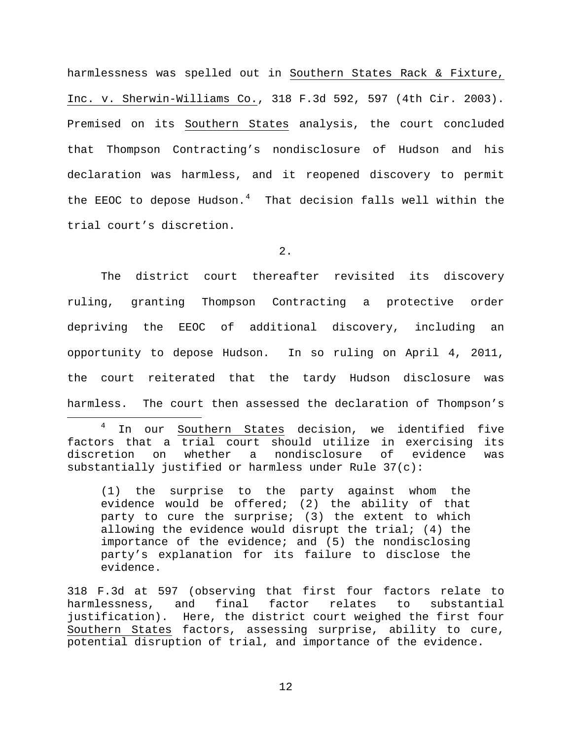harmlessness was spelled out in Southern States Rack & Fixture, Inc. v. Sherwin-Williams Co., 318 F.3d 592, 597 (4th Cir. 2003). Premised on its Southern States analysis, the court concluded that Thompson Contracting's nondisclosure of Hudson and his declaration was harmless, and it reopened discovery to permit the EEOC to depose Hudson.[4] That decision falls well within the trial court's discretion.

2.

The district court thereafter revisited its discovery ruling, granting Thompson Contracting a protective order depriving the EEOC of additional discovery, including an opportunity to depose Hudson. In so ruling on April 4, 2011, the court reiterated that the tardy Hudson disclosure was harmless. The court then assessed the declaration of Thompson's

---

[4] In our Southern States decision, we identified five factors that a trial court should utilize in exercising its discretion on whether a nondisclosure of evidence was substantially justified or harmless under Rule 37(c):

> (1) the surprise to the party against whom the evidence would be offered; (2) the ability of that party to cure the surprise; (3) the extent to which allowing the evidence would disrupt the trial; (4) the importance of the evidence; and (5) the nondisclosing party's explanation for its failure to disclose the evidence.

318 F.3d at 597 (observing that first four factors relate to harmlessness, and final factor relates to substantial justification). Here, the district court weighed the first four Southern States factors, assessing surprise, ability to cure, potential disruption of trial, and importance of the evidence.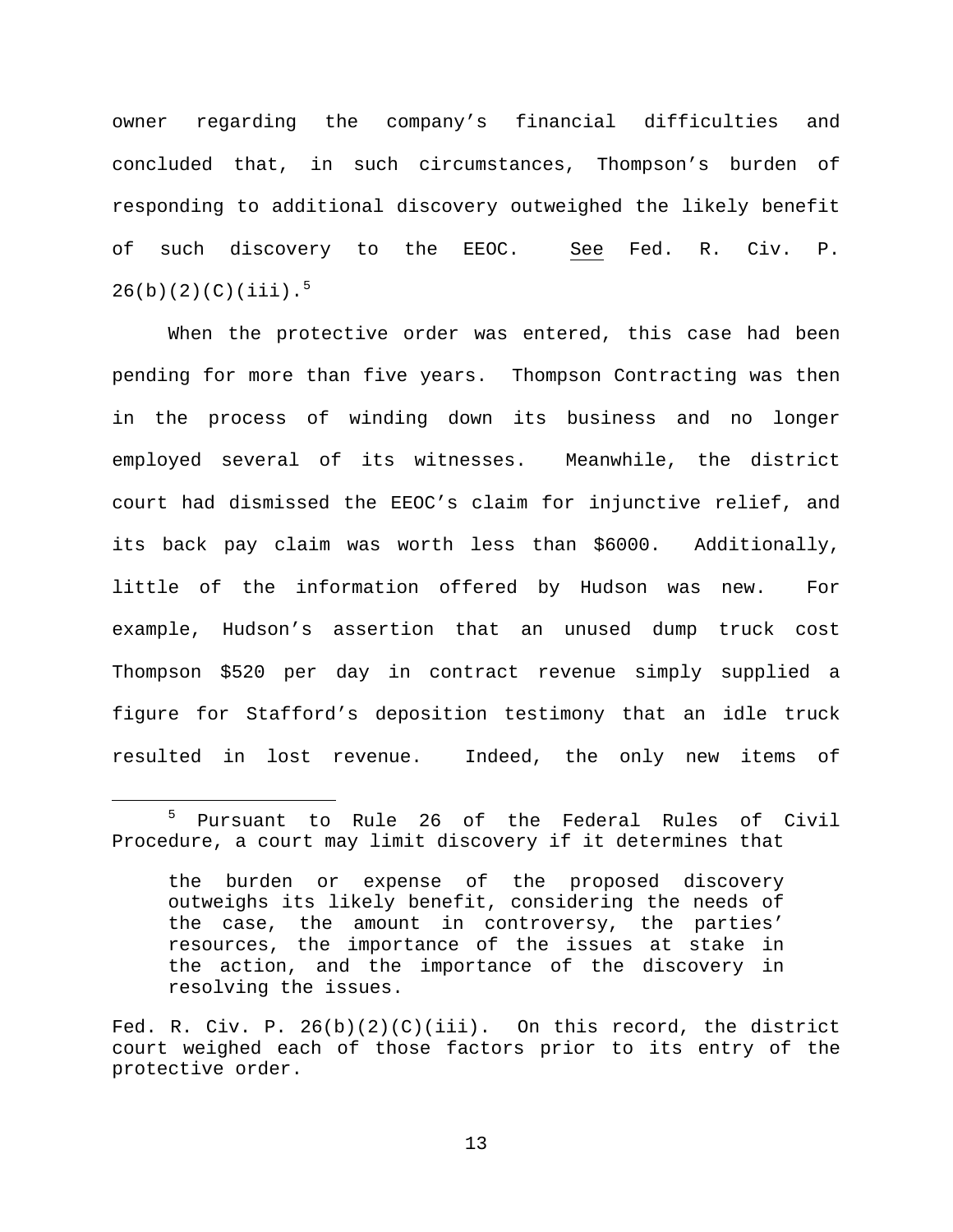owner regarding the company's financial difficulties and concluded that, in such circumstances, Thompson's burden of responding to additional discovery outweighed the likely benefit of such discovery to the EEOC. See Fed. R. Civ. P. 26(b)(2)(C)(iii).[5]

When the protective order was entered, this case had been pending for more than five years. Thompson Contracting was then in the process of winding down its business and no longer employed several of its witnesses. Meanwhile, the district court had dismissed the EEOC's claim for injunctive relief, and its back pay claim was worth less than $6000. Additionally, little of the information offered by Hudson was new. For example, Hudson's assertion that an unused dump truck cost Thompson $520 per day in contract revenue simply supplied a figure for Stafford's deposition testimony that an idle truck resulted in lost revenue. Indeed, the only new items of

---

[5] Pursuant to Rule 26 of the Federal Rules of Civil Procedure, a court may limit discovery if it determines that

> the burden or expense of the proposed discovery outweighs its likely benefit, considering the needs of the case, the amount in controversy, the parties' resources, the importance of the issues at stake in the action, and the importance of the discovery in resolving the issues.

Fed. R. Civ. P. 26(b)(2)(C)(iii). On this record, the district court weighed each of those factors prior to its entry of the protective order.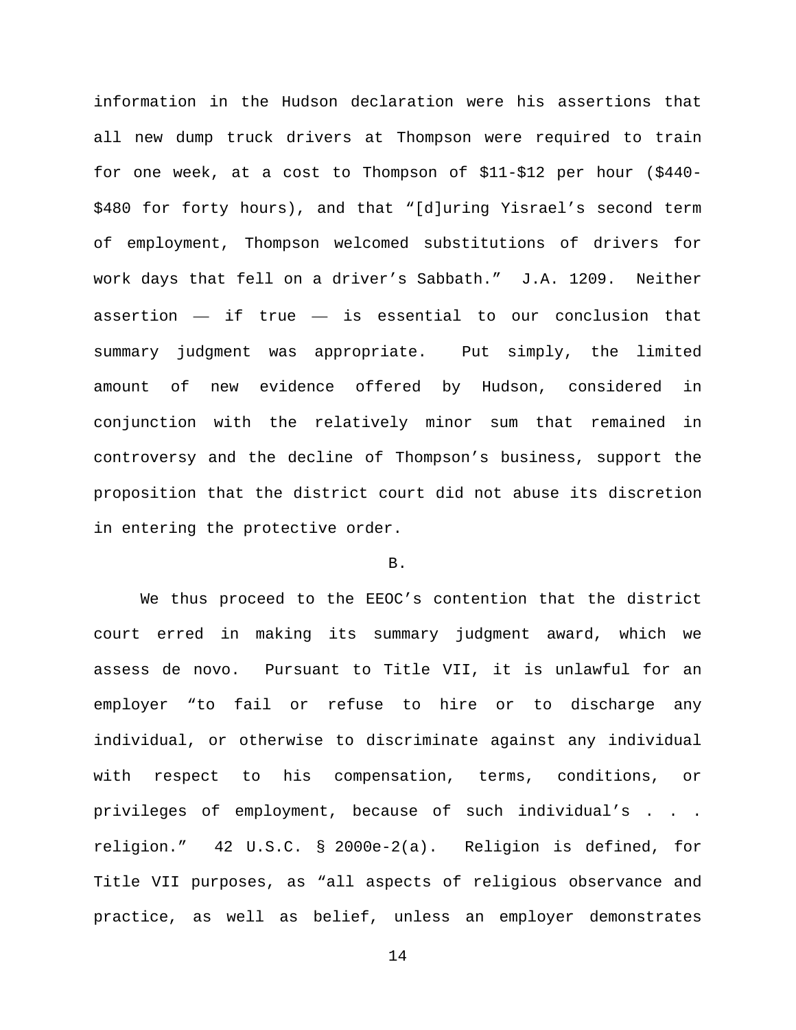information in the Hudson declaration were his assertions that all new dump truck drivers at Thompson were required to train for one week, at a cost to Thompson of $11-$12 per hour ($440-$480 for forty hours), and that "[d]uring Yisrael's second term of employment, Thompson welcomed substitutions of drivers for work days that fell on a driver's Sabbath." J.A. 1209. Neither assertion — if true — is essential to our conclusion that summary judgment was appropriate. Put simply, the limited amount of new evidence offered by Hudson, considered in conjunction with the relatively minor sum that remained in controversy and the decline of Thompson's business, support the proposition that the district court did not abuse its discretion in entering the protective order.

B.

We thus proceed to the EEOC's contention that the district court erred in making its summary judgment award, which we assess de novo. Pursuant to Title VII, it is unlawful for an employer "to fail or refuse to hire or to discharge any individual, or otherwise to discriminate against any individual with respect to his compensation, terms, conditions, or privileges of employment, because of such individual's . . . religion." 42 U.S.C. § 2000e-2(a). Religion is defined, for Title VII purposes, as "all aspects of religious observance and practice, as well as belief, unless an employer demonstrates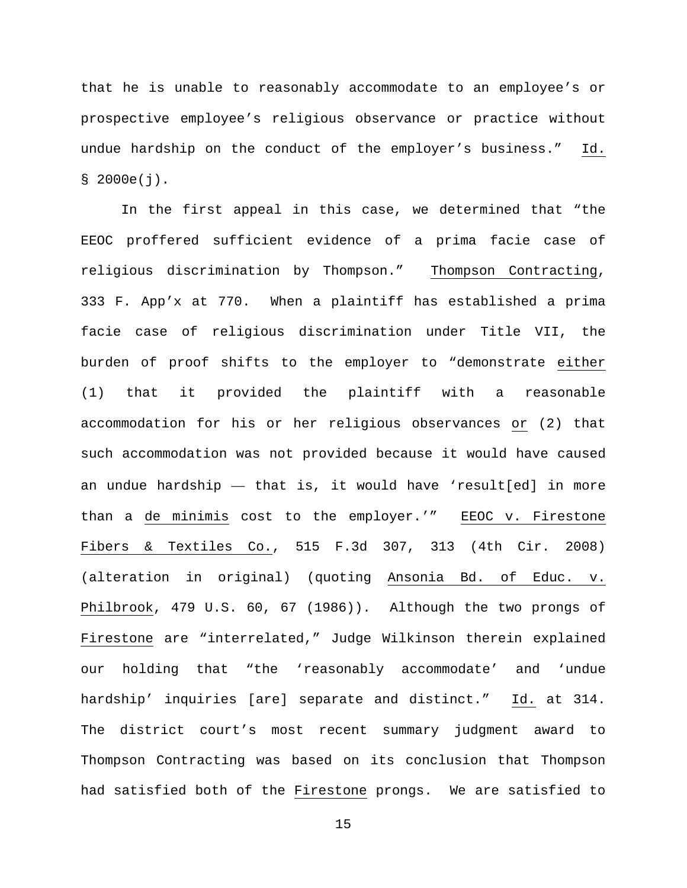that he is unable to reasonably accommodate to an employee's or prospective employee's religious observance or practice without undue hardship on the conduct of the employer's business." Id. § 2000e(j).

In the first appeal in this case, we determined that "the EEOC proffered sufficient evidence of a prima facie case of religious discrimination by Thompson." Thompson Contracting, 333 F. App'x at 770. When a plaintiff has established a prima facie case of religious discrimination under Title VII, the burden of proof shifts to the employer to "demonstrate either (1) that it provided the plaintiff with a reasonable accommodation for his or her religious observances or (2) that such accommodation was not provided because it would have caused an undue hardship — that is, it would have 'result[ed] in more than a de minimis cost to the employer.'" EEOC v. Firestone Fibers & Textiles Co., 515 F.3d 307, 313 (4th Cir. 2008) (alteration in original) (quoting Ansonia Bd. of Educ. v. Philbrook, 479 U.S. 60, 67 (1986)). Although the two prongs of Firestone are "interrelated," Judge Wilkinson therein explained our holding that "the 'reasonably accommodate' and 'undue hardship' inquiries [are] separate and distinct." Id. at 314. The district court's most recent summary judgment award to Thompson Contracting was based on its conclusion that Thompson had satisfied both of the Firestone prongs. We are satisfied to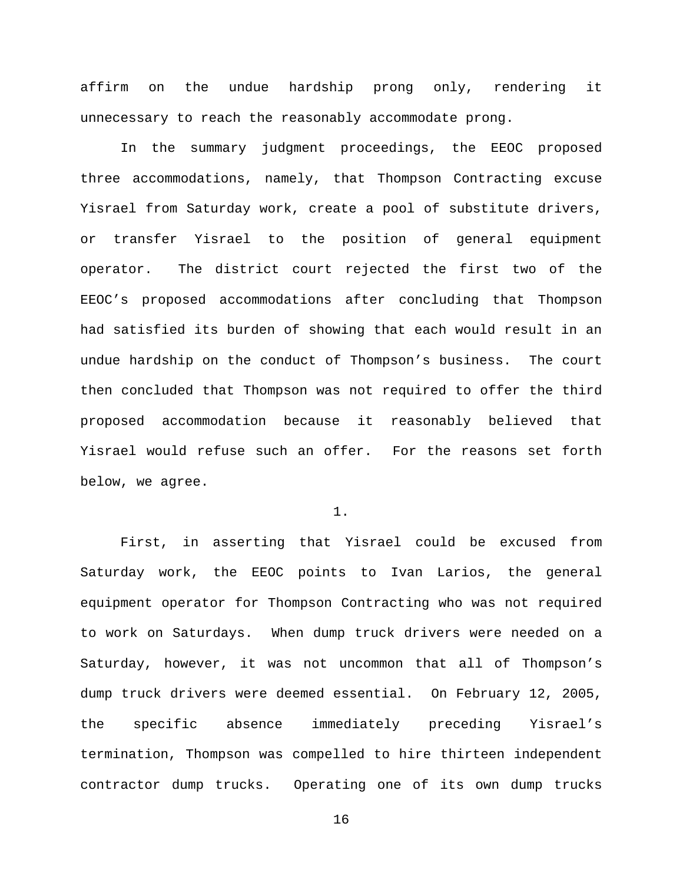affirm on the undue hardship prong only, rendering it unnecessary to reach the reasonably accommodate prong.

In the summary judgment proceedings, the EEOC proposed three accommodations, namely, that Thompson Contracting excuse Yisrael from Saturday work, create a pool of substitute drivers, or transfer Yisrael to the position of general equipment operator. The district court rejected the first two of the EEOC's proposed accommodations after concluding that Thompson had satisfied its burden of showing that each would result in an undue hardship on the conduct of Thompson's business. The court then concluded that Thompson was not required to offer the third proposed accommodation because it reasonably believed that Yisrael would refuse such an offer. For the reasons set forth below, we agree.

1.

First, in asserting that Yisrael could be excused from Saturday work, the EEOC points to Ivan Larios, the general equipment operator for Thompson Contracting who was not required to work on Saturdays. When dump truck drivers were needed on a Saturday, however, it was not uncommon that all of Thompson's dump truck drivers were deemed essential. On February 12, 2005, the specific absence immediately preceding Yisrael's termination, Thompson was compelled to hire thirteen independent contractor dump trucks. Operating one of its own dump trucks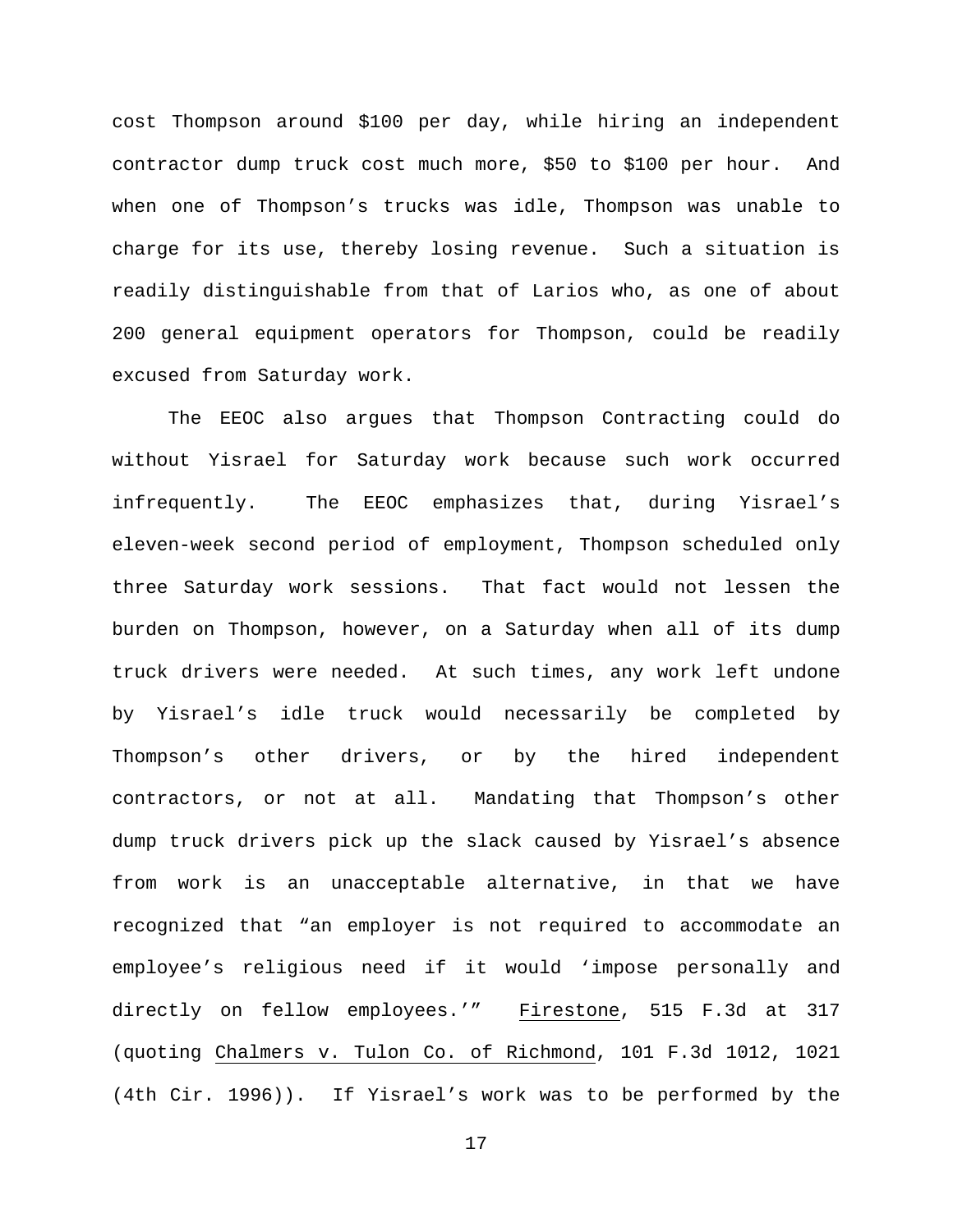cost Thompson around $100 per day, while hiring an independent contractor dump truck cost much more, $50 to $100 per hour. And when one of Thompson's trucks was idle, Thompson was unable to charge for its use, thereby losing revenue. Such a situation is readily distinguishable from that of Larios who, as one of about 200 general equipment operators for Thompson, could be readily excused from Saturday work.

The EEOC also argues that Thompson Contracting could do without Yisrael for Saturday work because such work occurred infrequently. The EEOC emphasizes that, during Yisrael's eleven-week second period of employment, Thompson scheduled only three Saturday work sessions. That fact would not lessen the burden on Thompson, however, on a Saturday when all of its dump truck drivers were needed. At such times, any work left undone by Yisrael's idle truck would necessarily be completed by Thompson's other drivers, or by the hired independent contractors, or not at all. Mandating that Thompson's other dump truck drivers pick up the slack caused by Yisrael's absence from work is an unacceptable alternative, in that we have recognized that "an employer is not required to accommodate an employee's religious need if it would 'impose personally and directly on fellow employees.'" Firestone, 515 F.3d at 317 (quoting Chalmers v. Tulon Co. of Richmond, 101 F.3d 1012, 1021 (4th Cir. 1996)). If Yisrael's work was to be performed by the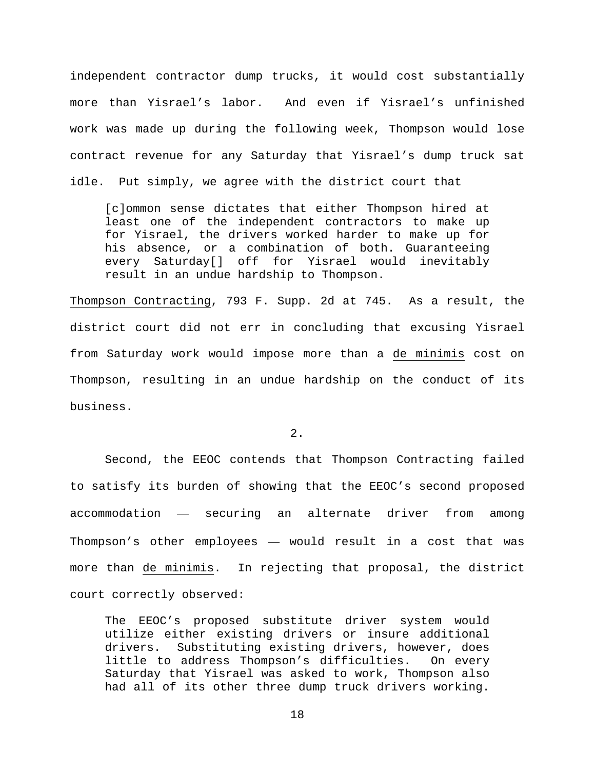independent contractor dump trucks, it would cost substantially more than Yisrael's labor. And even if Yisrael's unfinished work was made up during the following week, Thompson would lose contract revenue for any Saturday that Yisrael's dump truck sat idle. Put simply, we agree with the district court that

> [c]ommon sense dictates that either Thompson hired at least one of the independent contractors to make up for Yisrael, the drivers worked harder to make up for his absence, or a combination of both. Guaranteeing every Saturday[] off for Yisrael would inevitably result in an undue hardship to Thompson.

Thompson Contracting, 793 F. Supp. 2d at 745. As a result, the district court did not err in concluding that excusing Yisrael from Saturday work would impose more than a *de minimis* cost on Thompson, resulting in an undue hardship on the conduct of its business.

2.

Second, the EEOC contends that Thompson Contracting failed to satisfy its burden of showing that the EEOC's second proposed accommodation — securing an alternate driver from among Thompson's other employees — would result in a cost that was more than *de minimis*. In rejecting that proposal, the district court correctly observed:

> The EEOC's proposed substitute driver system would utilize either existing drivers or insure additional drivers. Substituting existing drivers, however, does little to address Thompson's difficulties. On every Saturday that Yisrael was asked to work, Thompson also had all of its other three dump truck drivers working.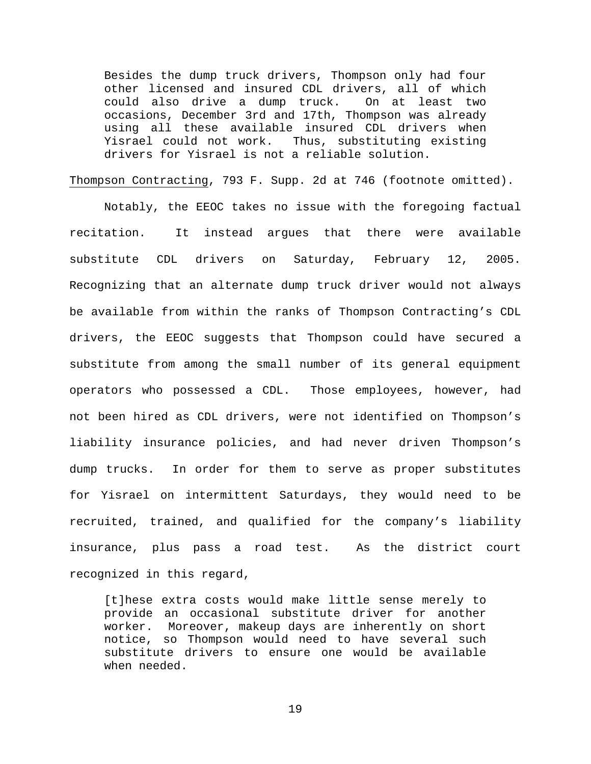> Besides the dump truck drivers, Thompson only had four other licensed and insured CDL drivers, all of which could also drive a dump truck. On at least two occasions, December 3rd and 17th, Thompson was already using all these available insured CDL drivers when Yisrael could not work. Thus, substituting existing drivers for Yisrael is not a reliable solution.

Thompson Contracting, 793 F. Supp. 2d at 746 (footnote omitted).

Notably, the EEOC takes no issue with the foregoing factual recitation. It instead argues that there were available substitute CDL drivers on Saturday, February 12, 2005. Recognizing that an alternate dump truck driver would not always be available from within the ranks of Thompson Contracting's CDL drivers, the EEOC suggests that Thompson could have secured a substitute from among the small number of its general equipment operators who possessed a CDL. Those employees, however, had not been hired as CDL drivers, were not identified on Thompson's liability insurance policies, and had never driven Thompson's dump trucks. In order for them to serve as proper substitutes for Yisrael on intermittent Saturdays, they would need to be recruited, trained, and qualified for the company's liability insurance, plus pass a road test. As the district court recognized in this regard,

> [t]hese extra costs would make little sense merely to provide an occasional substitute driver for another worker. Moreover, makeup days are inherently on short notice, so Thompson would need to have several such substitute drivers to ensure one would be available when needed.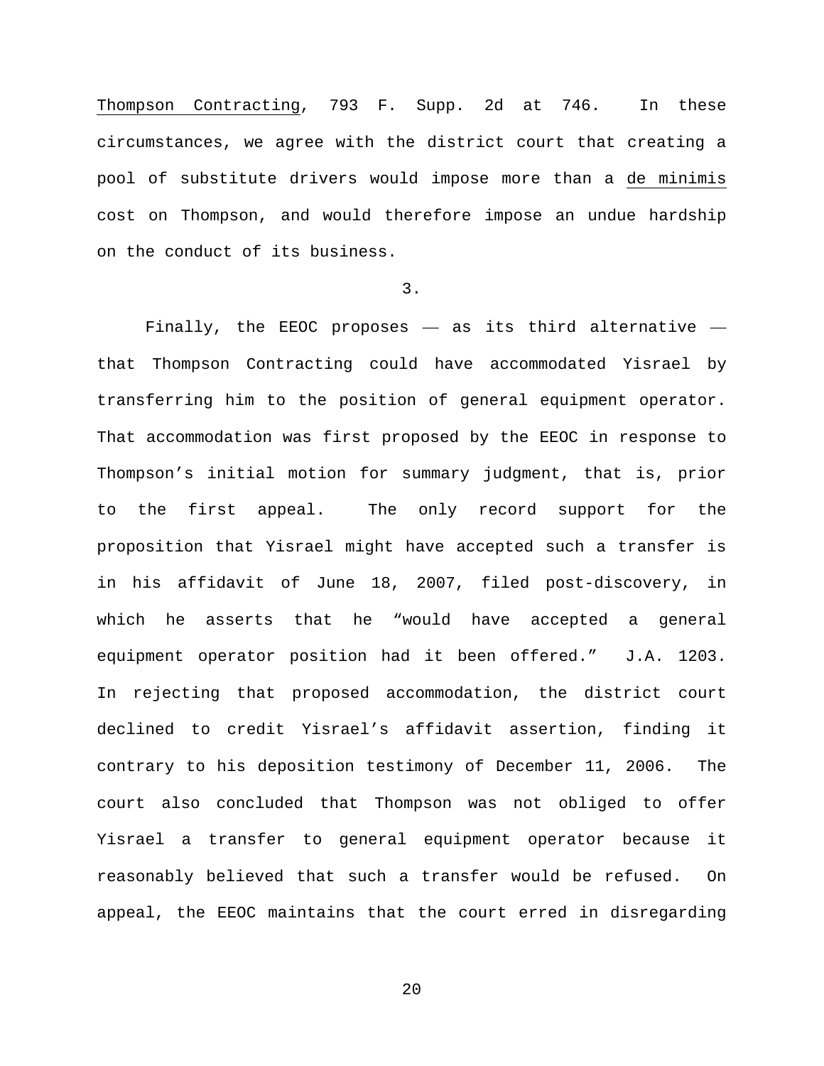Thompson Contracting, 793 F. Supp. 2d at 746. In these circumstances, we agree with the district court that creating a pool of substitute drivers would impose more than a de minimis cost on Thompson, and would therefore impose an undue hardship on the conduct of its business.

3.

Finally, the EEOC proposes — as its third alternative — that Thompson Contracting could have accommodated Yisrael by transferring him to the position of general equipment operator. That accommodation was first proposed by the EEOC in response to Thompson's initial motion for summary judgment, that is, prior to the first appeal. The only record support for the proposition that Yisrael might have accepted such a transfer is in his affidavit of June 18, 2007, filed post-discovery, in which he asserts that he "would have accepted a general equipment operator position had it been offered." J.A. 1203. In rejecting that proposed accommodation, the district court declined to credit Yisrael's affidavit assertion, finding it contrary to his deposition testimony of December 11, 2006. The court also concluded that Thompson was not obliged to offer Yisrael a transfer to general equipment operator because it reasonably believed that such a transfer would be refused. On appeal, the EEOC maintains that the court erred in disregarding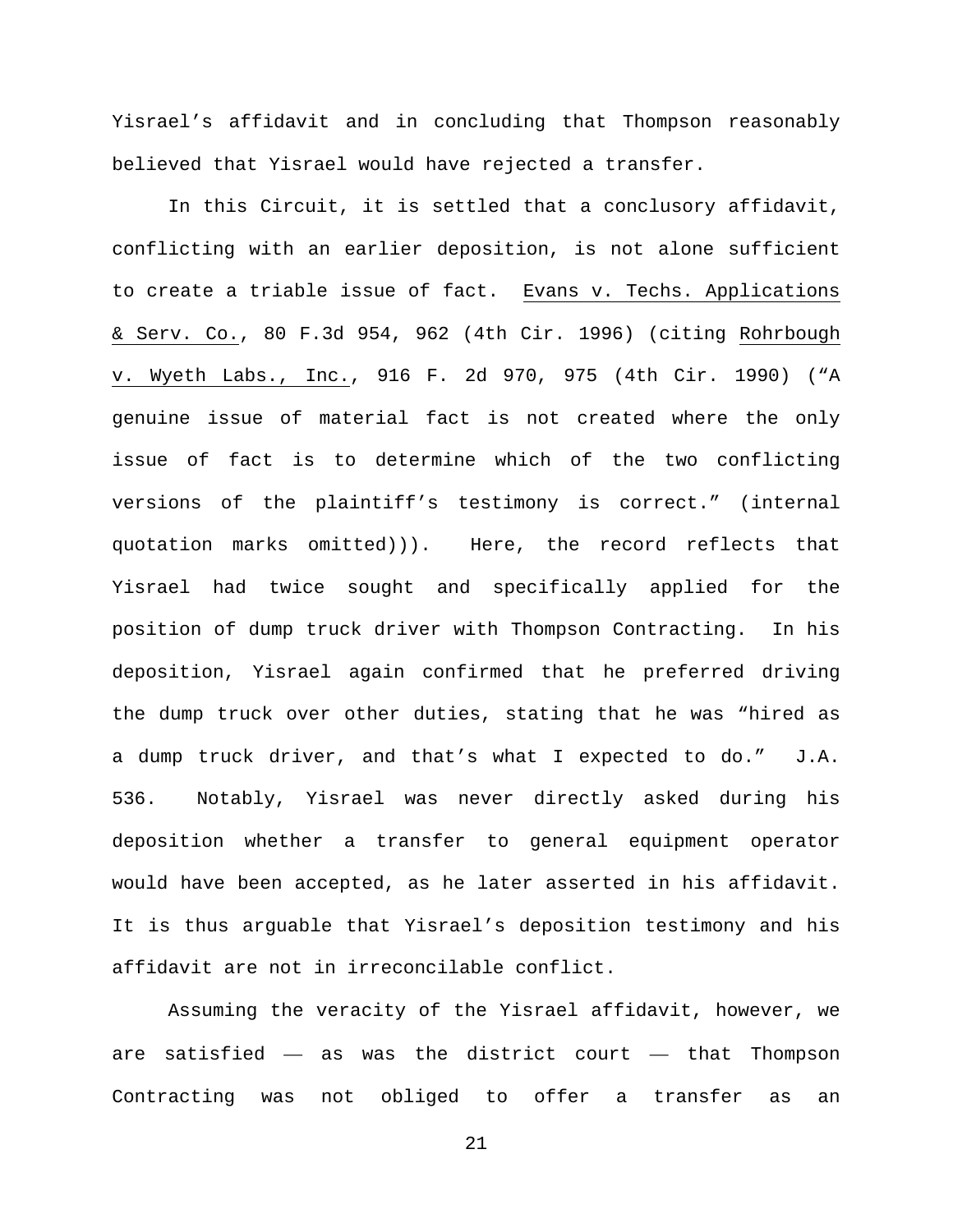Yisrael's affidavit and in concluding that Thompson reasonably believed that Yisrael would have rejected a transfer.

In this Circuit, it is settled that a conclusory affidavit, conflicting with an earlier deposition, is not alone sufficient to create a triable issue of fact. Evans v. Techs. Applications & Serv. Co., 80 F.3d 954, 962 (4th Cir. 1996) (citing Rohrbough v. Wyeth Labs., Inc., 916 F. 2d 970, 975 (4th Cir. 1990) ("A genuine issue of material fact is not created where the only issue of fact is to determine which of the two conflicting versions of the plaintiff's testimony is correct." (internal quotation marks omitted))). Here, the record reflects that Yisrael had twice sought and specifically applied for the position of dump truck driver with Thompson Contracting. In his deposition, Yisrael again confirmed that he preferred driving the dump truck over other duties, stating that he was "hired as a dump truck driver, and that's what I expected to do." J.A. 536. Notably, Yisrael was never directly asked during his deposition whether a transfer to general equipment operator would have been accepted, as he later asserted in his affidavit. It is thus arguable that Yisrael's deposition testimony and his affidavit are not in irreconcilable conflict.

Assuming the veracity of the Yisrael affidavit, however, we are satisfied — as was the district court — that Thompson Contracting was not obliged to offer a transfer as an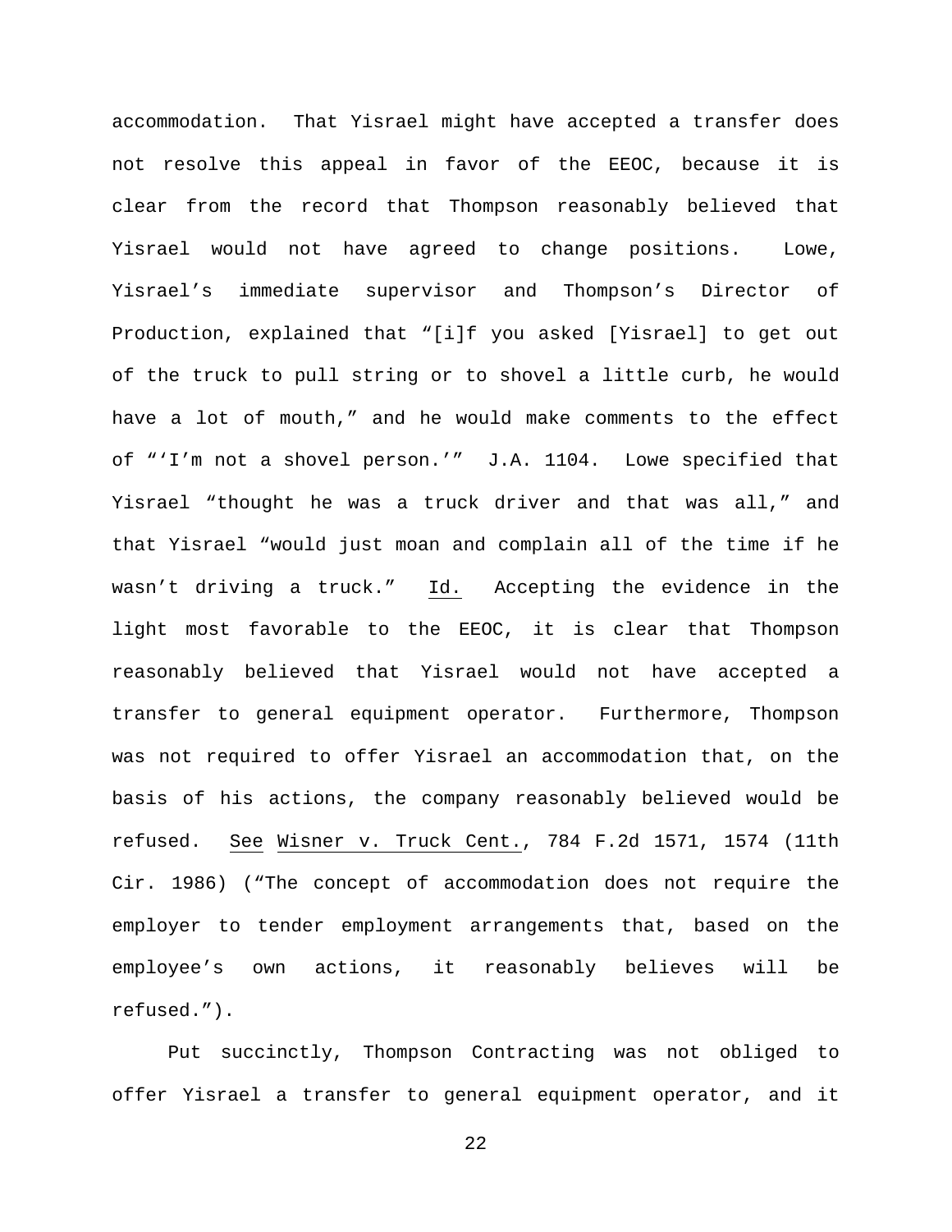accommodation. That Yisrael might have accepted a transfer does not resolve this appeal in favor of the EEOC, because it is clear from the record that Thompson reasonably believed that Yisrael would not have agreed to change positions. Lowe, Yisrael's immediate supervisor and Thompson's Director of Production, explained that "[i]f you asked [Yisrael] to get out of the truck to pull string or to shovel a little curb, he would have a lot of mouth," and he would make comments to the effect of "'I'm not a shovel person.'" J.A. 1104. Lowe specified that Yisrael "thought he was a truck driver and that was all," and that Yisrael "would just moan and complain all of the time if he wasn't driving a truck." Id. Accepting the evidence in the light most favorable to the EEOC, it is clear that Thompson reasonably believed that Yisrael would not have accepted a transfer to general equipment operator. Furthermore, Thompson was not required to offer Yisrael an accommodation that, on the basis of his actions, the company reasonably believed would be refused. See Wisner v. Truck Cent., 784 F.2d 1571, 1574 (11th Cir. 1986) ("The concept of accommodation does not require the employer to tender employment arrangements that, based on the employee's own actions, it reasonably believes will be refused.").

Put succinctly, Thompson Contracting was not obliged to offer Yisrael a transfer to general equipment operator, and it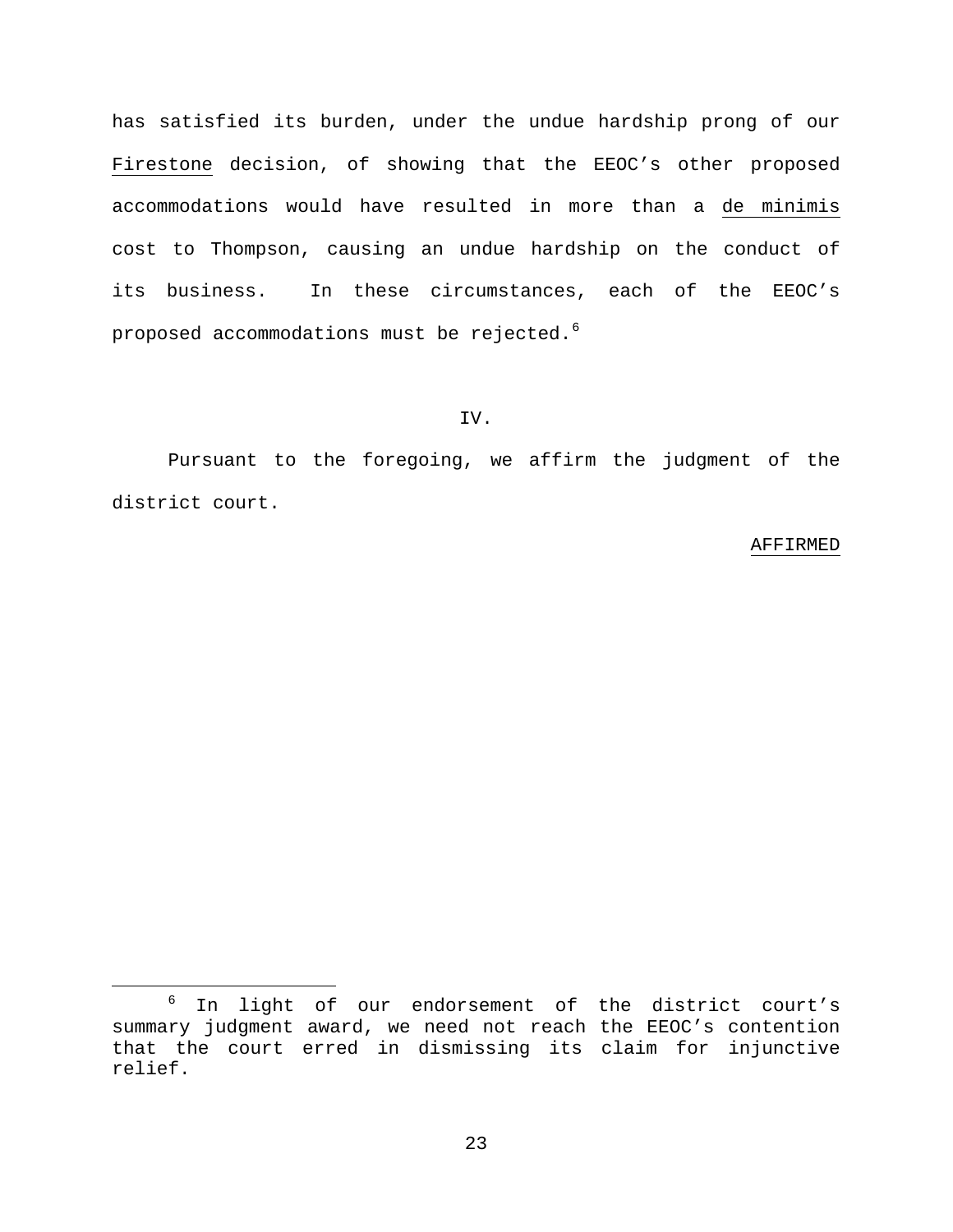has satisfied its burden, under the undue hardship prong of our _Firestone_ decision, of showing that the EEOC's other proposed accommodations would have resulted in more than a _de minimis_ cost to Thompson, causing an undue hardship on the conduct of its business. In these circumstances, each of the EEOC's proposed accommodations must be rejected.[6]

## IV.

Pursuant to the foregoing, we affirm the judgment of the district court.

AFFIRMED

---

[6] In light of our endorsement of the district court's summary judgment award, we need not reach the EEOC's contention that the court erred in dismissing its claim for injunctive relief.